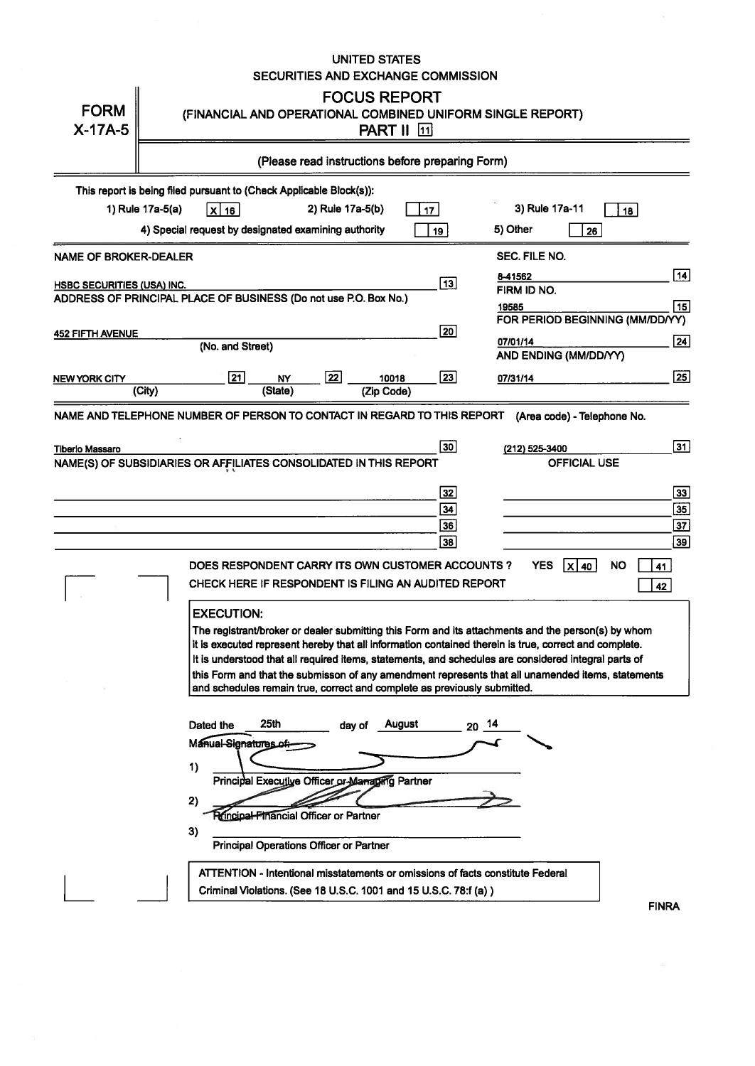UNITED STATES
SECURITIES AND EXCHANGE COMMISSION

# FORM X-17A-5

## FOCUS REPORT
### (FINANCIAL AND OPERATIONAL COMBINED UNIFORM SINGLE REPORT)
### PART II [11]

(Please read instructions before preparing Form)

This report is being filed pursuant to (Check Applicable Block(s)):

1) Rule 17a-5(a) [X] [16] 2) Rule 17a-5(b) [ ] [17] 3) Rule 17a-11 [ ] [18]

4) Special request by designated examining authority [ ] [19] 5) Other [ ] [26]

| | | | |
|---|---|---|---|
| NAME OF BROKER-DEALER | | SEC. FILE NO. | |
| HSBC SECURITIES (USA) INC. | [13] | 8-41562 | [14] |
| ADDRESS OF PRINCIPAL PLACE OF BUSINESS (Do not use P.O. Box No.) | | FIRM ID NO. | |
| | | 19585 | [15] |
| | | FOR PERIOD BEGINNING (MM/DD/YY) | |
| 452 FIFTH AVENUE (No. and Street) | [20] | 07/01/14 | [24] |
| | | AND ENDING (MM/DD/YY) | |
| NEW YORK CITY (City) [21] NY (State) [22] 10018 (Zip Code) | [23] | 07/31/14 | [25] |

NAME AND TELEPHONE NUMBER OF PERSON TO CONTACT IN REGARD TO THIS REPORT (Area code) - Telephone No.

Tiberio Massaro [30] (212) 525-3400 [31]

NAME(S) OF SUBSIDIARIES OR AFFILIATES CONSOLIDATED IN THIS REPORT — OFFICIAL USE

| | | | |
|---|---|---|---|
| | [32] | | [33] |
| | [34] | | [35] |
| | [36] | | [37] |
| | [38] | | [39] |

DOES RESPONDENT CARRY ITS OWN CUSTOMER ACCOUNTS? YES [X] [40] NO [ ] [41]

CHECK HERE IF RESPONDENT IS FILING AN AUDITED REPORT [ ] [42]

**EXECUTION:**

The registrant/broker or dealer submitting this Form and its attachments and the person(s) by whom it is executed represent hereby that all information contained therein is true, correct and complete. It is understood that all required items, statements, and schedules are considered integral parts of this Form and that the submisson of any amendment represents that all unamended items, statements and schedules remain true, correct and complete as previously submitted.

Dated the 25th day of August 20 14

Manual Signatures of:

1) ______________________
Principal Executive Officer or Managing Partner

2) ______________________
Principal Financial Officer or Partner

3) ______________________
Principal Operations Officer or Partner

ATTENTION - Intentional misstatements or omissions of facts constitute Federal Criminal Violations. (See 18 U.S.C. 1001 and 15 U.S.C. 78:f (a) )

FINRA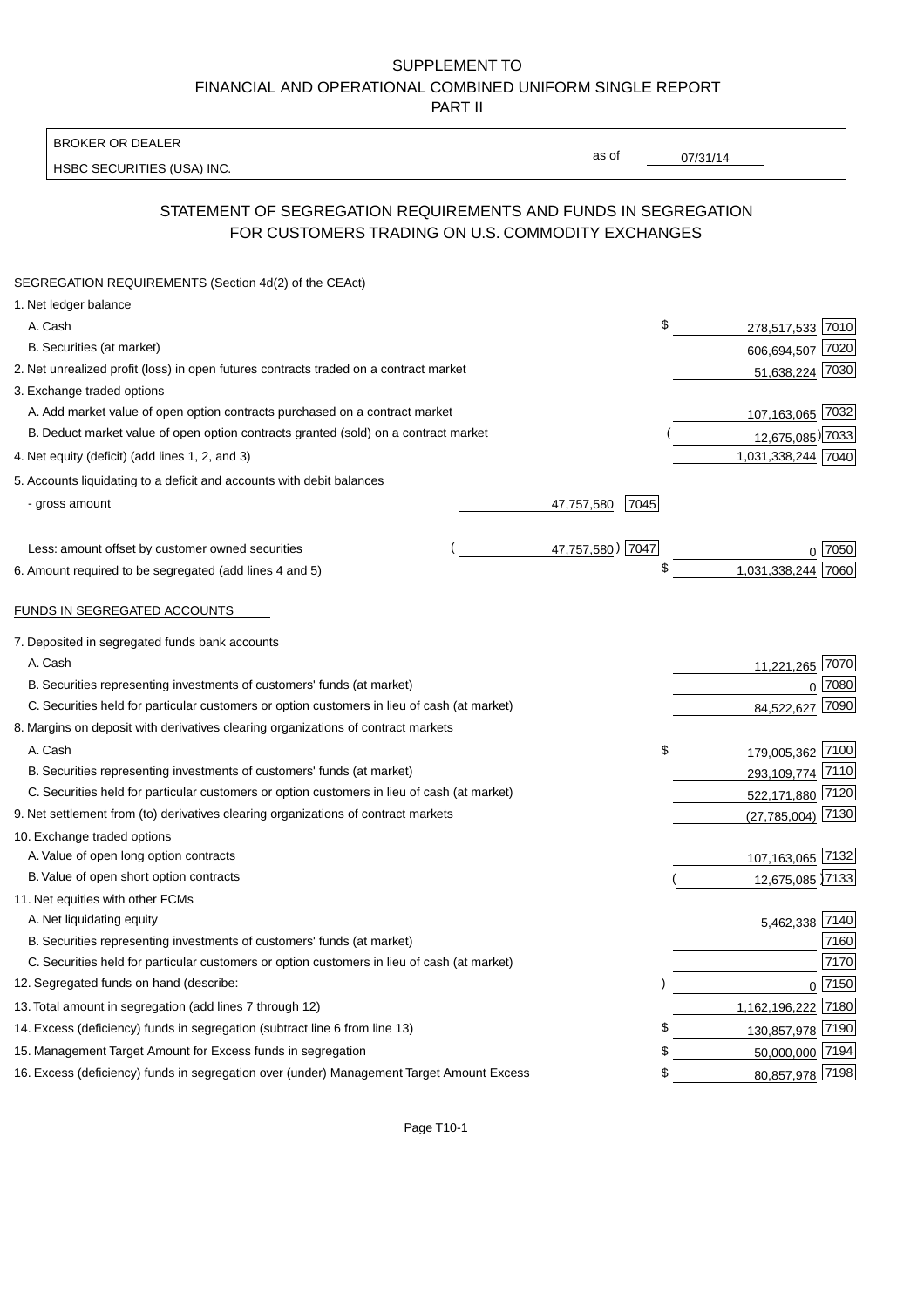SUPPLEMENT TO
FINANCIAL AND OPERATIONAL COMBINED UNIFORM SINGLE REPORT
PART II

BROKER OR DEALER
HSBC SECURITIES (USA) INC.

as of 07/31/14

## STATEMENT OF SEGREGATION REQUIREMENTS AND FUNDS IN SEGREGATION FOR CUSTOMERS TRADING ON U.S. COMMODITY EXCHANGES

SEGREGATION REQUIREMENTS (Section 4d(2) of the CEAct)

| | | | | |
|---|---|---|---|---|
| 1. Net ledger balance | | | | |
| A. Cash | | | $ 278,517,533 | 7010 |
| B. Securities (at market) | | | 606,694,507 | 7020 |
| 2. Net unrealized profit (loss) in open futures contracts traded on a contract market | | | 51,638,224 | 7030 |
| 3. Exchange traded options | | | | |
| A. Add market value of open option contracts purchased on a contract market | | | 107,163,065 | 7032 |
| B. Deduct market value of open option contracts granted (sold) on a contract market | | | (12,675,085) | 7033 |
| 4. Net equity (deficit) (add lines 1, 2, and 3) | | | 1,031,338,244 | 7040 |
| 5. Accounts liquidating to a deficit and accounts with debit balances | | | | |
| - gross amount | 47,757,580 | 7045 | | |
| Less: amount offset by customer owned securities | (47,757,580) | 7047 | 0 | 7050 |
| 6. Amount required to be segregated (add lines 4 and 5) | | | $ 1,031,338,244 | 7060 |

FUNDS IN SEGREGATED ACCOUNTS

| | | |
|---|---|---|
| 7. Deposited in segregated funds bank accounts | | |
| A. Cash | 11,221,265 | 7070 |
| B. Securities representing investments of customers' funds (at market) | 0 | 7080 |
| C. Securities held for particular customers or option customers in lieu of cash (at market) | 84,522,627 | 7090 |
| 8. Margins on deposit with derivatives clearing organizations of contract markets | | |
| A. Cash | $ 179,005,362 | 7100 |
| B. Securities representing investments of customers' funds (at market) | 293,109,774 | 7110 |
| C. Securities held for particular customers or option customers in lieu of cash (at market) | 522,171,880 | 7120 |
| 9. Net settlement from (to) derivatives clearing organizations of contract markets | (27,785,004) | 7130 |
| 10. Exchange traded options | | |
| A. Value of open long option contracts | 107,163,065 | 7132 |
| B. Value of open short option contracts | (12,675,085) | 7133 |
| 11. Net equities with other FCMs | | |
| A. Net liquidating equity | 5,462,338 | 7140 |
| B. Securities representing investments of customers' funds (at market) | | 7160 |
| C. Securities held for particular customers or option customers in lieu of cash (at market) | | 7170 |
| 12. Segregated funds on hand (describe: ) | 0 | 7150 |
| 13. Total amount in segregation (add lines 7 through 12) | 1,162,196,222 | 7180 |
| 14. Excess (deficiency) funds in segregation (subtract line 6 from line 13) | $ 130,857,978 | 7190 |
| 15. Management Target Amount for Excess funds in segregation | $ 50,000,000 | 7194 |
| 16. Excess (deficiency) funds in segregation over (under) Management Target Amount Excess | $ 80,857,978 | 7198 |

Page T10-1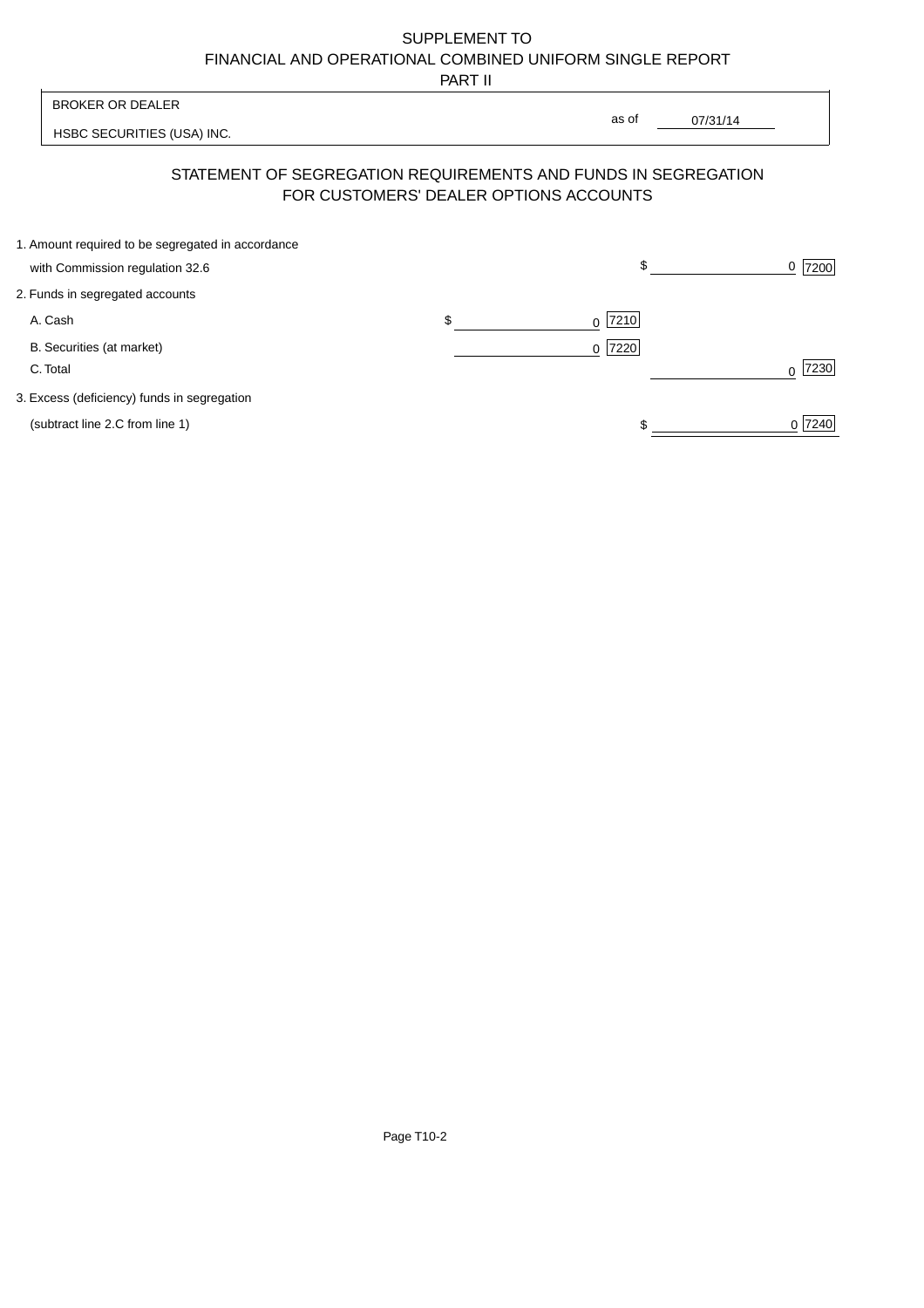SUPPLEMENT TO
FINANCIAL AND OPERATIONAL COMBINED UNIFORM SINGLE REPORT
PART II

BROKER OR DEALER

HSBC SECURITIES (USA) INC.

as of 07/31/14

## STATEMENT OF SEGREGATION REQUIREMENTS AND FUNDS IN SEGREGATION FOR CUSTOMERS' DEALER OPTIONS ACCOUNTS

| | | | | |
|---|---|---|---|---|
| 1. Amount required to be segregated in accordance with Commission regulation 32.6 | | | $ 0 | 7200 |
| 2. Funds in segregated accounts | | | | |
| A. Cash | $ 0 | 7210 | | |
| B. Securities (at market) | 0 | 7220 | | |
| C. Total | | | 0 | 7230 |
| 3. Excess (deficiency) funds in segregation (subtract line 2.C from line 1) | | | $ 0 | 7240 |

Page T10-2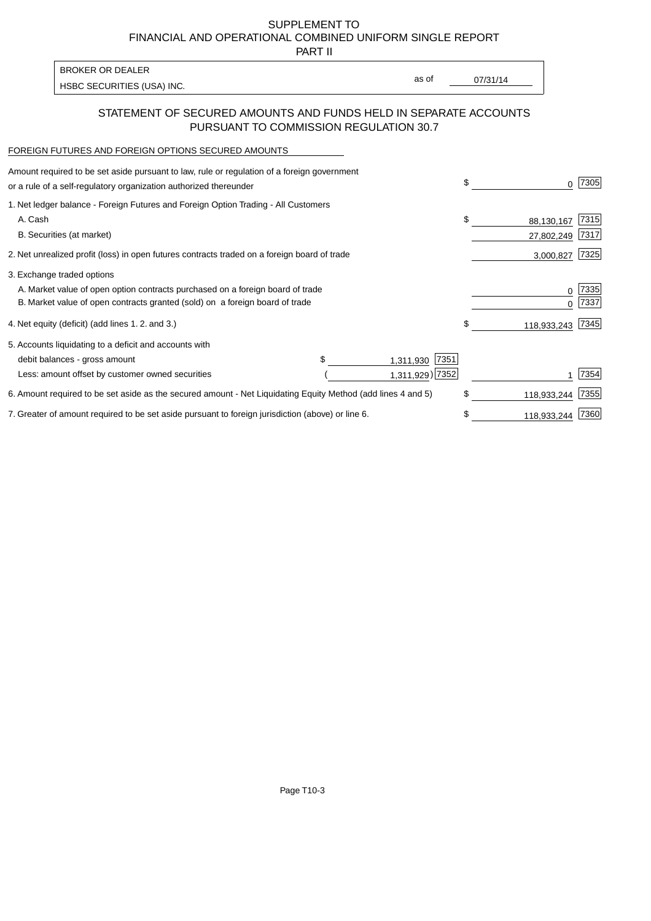SUPPLEMENT TO
FINANCIAL AND OPERATIONAL COMBINED UNIFORM SINGLE REPORT
PART II

| BROKER OR DEALER | | |
|---|---|---|
| HSBC SECURITIES (USA) INC. | as of | 07/31/14 |

## STATEMENT OF SECURED AMOUNTS AND FUNDS HELD IN SEPARATE ACCOUNTS PURSUANT TO COMMISSION REGULATION 30.7

FOREIGN FUTURES AND FOREIGN OPTIONS SECURED AMOUNTS

| | | | | |
|---|---|---|---|---|
| Amount required to be set aside pursuant to law, rule or regulation of a foreign government or a rule of a self-regulatory organization authorized thereunder | | | $ 0 | 7305 |
| 1. Net ledger balance - Foreign Futures and Foreign Option Trading - All Customers | | | | |
| A. Cash | | | $ 88,130,167 | 7315 |
| B. Securities (at market) | | | 27,802,249 | 7317 |
| 2. Net unrealized profit (loss) in open futures contracts traded on a foreign board of trade | | | 3,000,827 | 7325 |
| 3. Exchange traded options | | | | |
| A. Market value of open option contracts purchased on a foreign board of trade | | | 0 | 7335 |
| B. Market value of open contracts granted (sold) on a foreign board of trade | | | 0 | 7337 |
| 4. Net equity (deficit) (add lines 1. 2. and 3.) | | | $ 118,933,243 | 7345 |
| 5. Accounts liquidating to a deficit and accounts with | | | | |
| debit balances - gross amount | $ 1,311,930 | 7351 | | |
| Less: amount offset by customer owned securities | ( 1,311,929) | 7352 | 1 | 7354 |
| 6. Amount required to be set aside as the secured amount - Net Liquidating Equity Method (add lines 4 and 5) | | | $ 118,933,244 | 7355 |
| 7. Greater of amount required to be set aside pursuant to foreign jurisdiction (above) or line 6. | | | $ 118,933,244 | 7360 |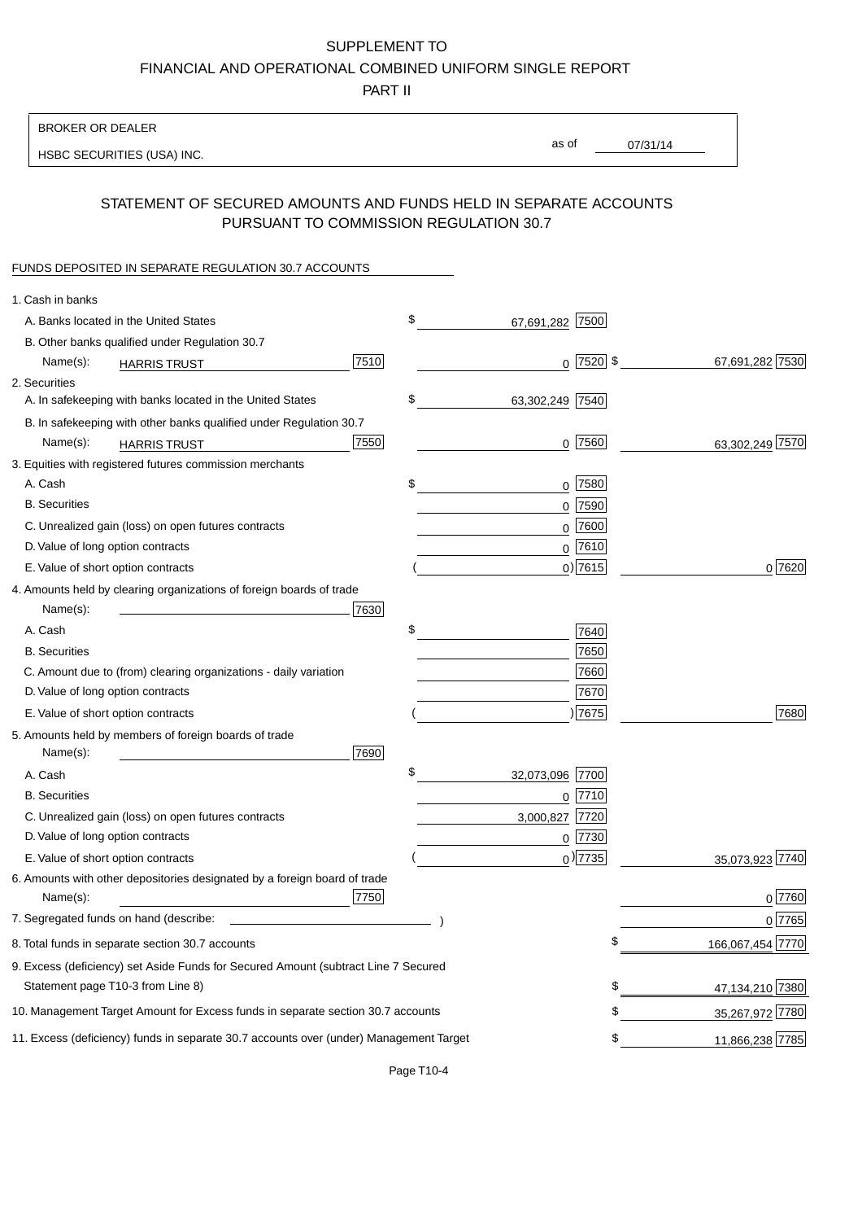SUPPLEMENT TO
FINANCIAL AND OPERATIONAL COMBINED UNIFORM SINGLE REPORT
PART II

BROKER OR DEALER
HSBC SECURITIES (USA) INC.

as of 07/31/14

## STATEMENT OF SECURED AMOUNTS AND FUNDS HELD IN SEPARATE ACCOUNTS PURSUANT TO COMMISSION REGULATION 30.7

FUNDS DEPOSITED IN SEPARATE REGULATION 30.7 ACCOUNTS

| | | | |
|---|---|---|---|
| 1. Cash in banks | | | |
| A. Banks located in the United States | | $ 67,691,282 [7500] | |
| B. Other banks qualified under Regulation 30.7 | | | |
| Name(s): HARRIS TRUST | [7510] | 0 [7520] | $ 67,691,282 [7530] |
| 2. Securities | | | |
| A. In safekeeping with banks located in the United States | | $ 63,302,249 [7540] | |
| B. In safekeeping with other banks qualified under Regulation 30.7 | | | |
| Name(s): HARRIS TRUST | [7550] | 0 [7560] | 63,302,249 [7570] |
| 3. Equities with registered futures commission merchants | | | |
| A. Cash | | $ 0 [7580] | |
| B. Securities | | 0 [7590] | |
| C. Unrealized gain (loss) on open futures contracts | | 0 [7600] | |
| D. Value of long option contracts | | 0 [7610] | |
| E. Value of short option contracts | | ( 0 ) [7615] | 0 [7620] |
| 4. Amounts held by clearing organizations of foreign boards of trade | | | |
| Name(s): | [7630] | | |
| A. Cash | | $ [7640] | |
| B. Securities | | [7650] | |
| C. Amount due to (from) clearing organizations - daily variation | | [7660] | |
| D. Value of long option contracts | | [7670] | |
| E. Value of short option contracts | | ( ) [7675] | [7680] |
| 5. Amounts held by members of foreign boards of trade | | | |
| Name(s): | [7690] | | |
| A. Cash | | $ 32,073,096 [7700] | |
| B. Securities | | 0 [7710] | |
| C. Unrealized gain (loss) on open futures contracts | | 3,000,827 [7720] | |
| D. Value of long option contracts | | 0 [7730] | |
| E. Value of short option contracts | | ( 0 ) [7735] | 35,073,923 [7740] |
| 6. Amounts with other depositories designated by a foreign board of trade | | | |
| Name(s): | [7750] | | 0 [7760] |
| 7. Segregated funds on hand (describe: ) | | | 0 [7765] |
| 8. Total funds in separate section 30.7 accounts | | | $ 166,067,454 [7770] |
| 9. Excess (deficiency) set Aside Funds for Secured Amount (subtract Line 7 Secured Statement page T10-3 from Line 8) | | | $ 47,134,210 [7380] |
| 10. Management Target Amount for Excess funds in separate section 30.7 accounts | | | $ 35,267,972 [7780] |
| 11. Excess (deficiency) funds in separate 30.7 accounts over (under) Management Target | | | $ 11,866,238 [7785] |

Page T10-4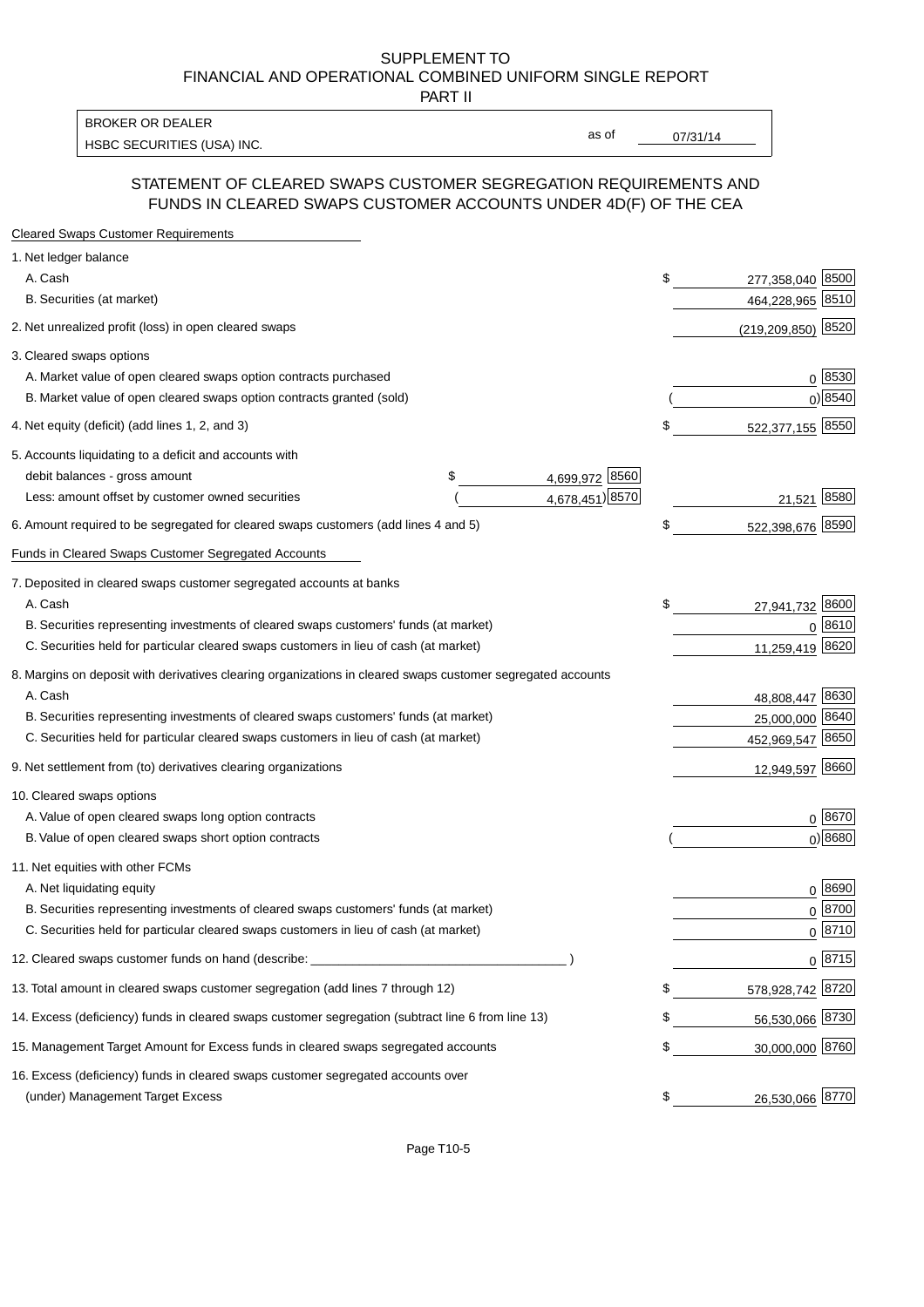SUPPLEMENT TO
FINANCIAL AND OPERATIONAL COMBINED UNIFORM SINGLE REPORT
PART II

| BROKER OR DEALER | | |
|---|---|---|
| HSBC SECURITIES (USA) INC. | as of | 07/31/14 |

## STATEMENT OF CLEARED SWAPS CUSTOMER SEGREGATION REQUIREMENTS AND FUNDS IN CLEARED SWAPS CUSTOMER ACCOUNTS UNDER 4D(F) OF THE CEA

| | | | | |
|---|---|---|---|---|
| **Cleared Swaps Customer Requirements** | | | | |
| 1. Net ledger balance | | | | |
| A. Cash | | | $ 277,358,040 | 8500 |
| B. Securities (at market) | | | 464,228,965 | 8510 |
| 2. Net unrealized profit (loss) in open cleared swaps | | | (219,209,850) | 8520 |
| 3. Cleared swaps options | | | | |
| A. Market value of open cleared swaps option contracts purchased | | | 0 | 8530 |
| B. Market value of open cleared swaps option contracts granted (sold) | | | ( 0) | 8540 |
| 4. Net equity (deficit) (add lines 1, 2, and 3) | | | $ 522,377,155 | 8550 |
| 5. Accounts liquidating to a deficit and accounts with | | | | |
| debit balances - gross amount | $ 4,699,972 | 8560 | | |
| Less: amount offset by customer owned securities | ( 4,678,451) | 8570 | 21,521 | 8580 |
| 6. Amount required to be segregated for cleared swaps customers (add lines 4 and 5) | | | $ 522,398,676 | 8590 |
| **Funds in Cleared Swaps Customer Segregated Accounts** | | | | |
| 7. Deposited in cleared swaps customer segregated accounts at banks | | | | |
| A. Cash | | | $ 27,941,732 | 8600 |
| B. Securities representing investments of cleared swaps customers' funds (at market) | | | 0 | 8610 |
| C. Securities held for particular cleared swaps customers in lieu of cash (at market) | | | 11,259,419 | 8620 |
| 8. Margins on deposit with derivatives clearing organizations in cleared swaps customer segregated accounts | | | | |
| A. Cash | | | 48,808,447 | 8630 |
| B. Securities representing investments of cleared swaps customers' funds (at market) | | | 25,000,000 | 8640 |
| C. Securities held for particular cleared swaps customers in lieu of cash (at market) | | | 452,969,547 | 8650 |
| 9. Net settlement from (to) derivatives clearing organizations | | | 12,949,597 | 8660 |
| 10. Cleared swaps options | | | | |
| A. Value of open cleared swaps long option contracts | | | 0 | 8670 |
| B. Value of open cleared swaps short option contracts | | | ( 0) | 8680 |
| 11. Net equities with other FCMs | | | | |
| A. Net liquidating equity | | | 0 | 8690 |
| B. Securities representing investments of cleared swaps customers' funds (at market) | | | 0 | 8700 |
| C. Securities held for particular cleared swaps customers in lieu of cash (at market) | | | 0 | 8710 |
| 12. Cleared swaps customer funds on hand (describe: ___ ) | | | 0 | 8715 |
| 13. Total amount in cleared swaps customer segregation (add lines 7 through 12) | | | $ 578,928,742 | 8720 |
| 14. Excess (deficiency) funds in cleared swaps customer segregation (subtract line 6 from line 13) | | | $ 56,530,066 | 8730 |
| 15. Management Target Amount for Excess funds in cleared swaps segregated accounts | | | $ 30,000,000 | 8760 |
| 16. Excess (deficiency) funds in cleared swaps customer segregated accounts over (under) Management Target Excess | | | $ 26,530,066 | 8770 |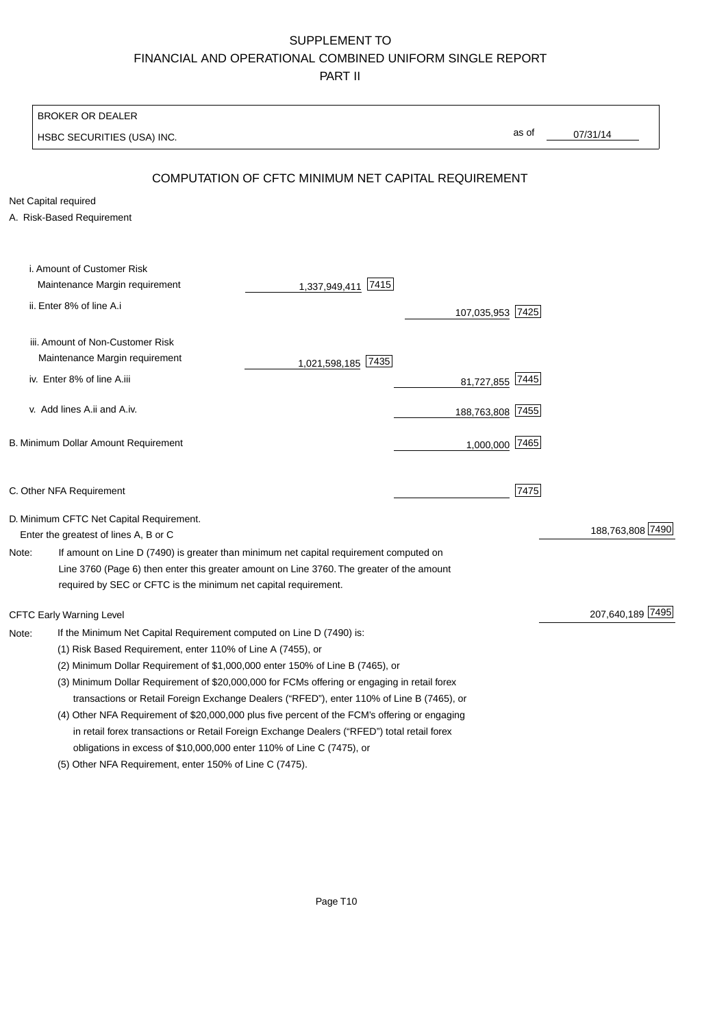# SUPPLEMENT TO
# FINANCIAL AND OPERATIONAL COMBINED UNIFORM SINGLE REPORT
# PART II

| | |
|---|---|
| BROKER OR DEALER | |
| HSBC SECURITIES (USA) INC. | as of 07/31/14 |

## COMPUTATION OF CFTC MINIMUM NET CAPITAL REQUIREMENT

Net Capital required

A. Risk-Based Requirement

| | | | |
|---|---|---|---|
| i. Amount of Customer Risk Maintenance Margin requirement | 1,337,949,411 [7415] | | |
| ii. Enter 8% of line A.i | | 107,035,953 [7425] | |
| iii. Amount of Non-Customer Risk Maintenance Margin requirement | 1,021,598,185 [7435] | | |
| iv. Enter 8% of line A.iii | | 81,727,855 [7445] | |
| v. Add lines A.ii and A.iv. | | 188,763,808 [7455] | |
| B. Minimum Dollar Amount Requirement | | 1,000,000 [7465] | |
| C. Other NFA Requirement | | [7475] | |
| D. Minimum CFTC Net Capital Requirement. Enter the greatest of lines A, B or C | | | 188,763,808 [7490] |

Note: If amount on Line D (7490) is greater than minimum net capital requirement computed on Line 3760 (Page 6) then enter this greater amount on Line 3760. The greater of the amount required by SEC or CFTC is the minimum net capital requirement.

CFTC Early Warning Level — 207,640,189 [7495]

Note: If the Minimum Net Capital Requirement computed on Line D (7490) is:

(1) Risk Based Requirement, enter 110% of Line A (7455), or

(2) Minimum Dollar Requirement of $1,000,000 enter 150% of Line B (7465), or

(3) Minimum Dollar Requirement of $20,000,000 for FCMs offering or engaging in retail forex transactions or Retail Foreign Exchange Dealers ("RFED"), enter 110% of Line B (7465), or

(4) Other NFA Requirement of $20,000,000 plus five percent of the FCM's offering or engaging in retail forex transactions or Retail Foreign Exchange Dealers ("RFED") total retail forex obligations in excess of $10,000,000 enter 110% of Line C (7475), or

(5) Other NFA Requirement, enter 150% of Line C (7475).